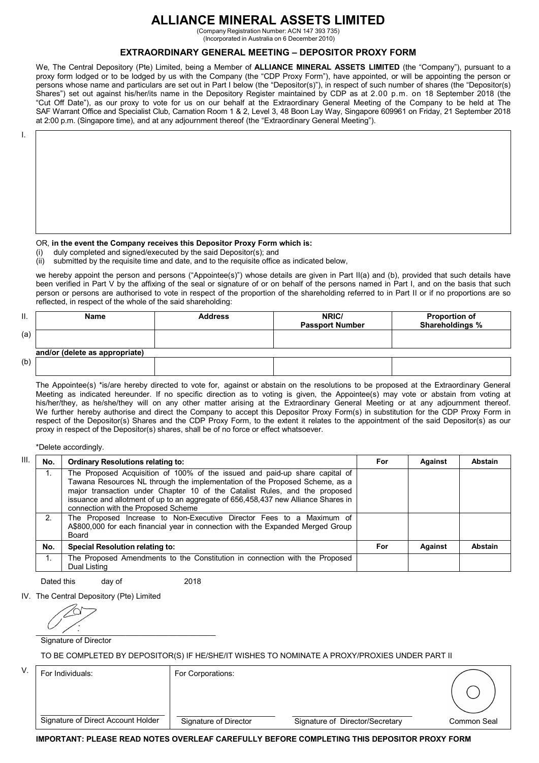# ALLIANCE MINERAL ASSETS LIMITED

(Company Registration Number: ACN 147 393 735)
(Incorporated in Australia on 6 December 2010)

## EXTRAORDINARY GENERAL MEETING – DEPOSITOR PROXY FORM

We, The Central Depository (Pte) Limited, being a Member of **ALLIANCE MINERAL ASSETS LIMITED** (the "Company"), pursuant to a proxy form lodged or to be lodged by us with the Company (the "CDP Proxy Form"), have appointed, or will be appointing the person or persons whose name and particulars are set out in Part I below (the "Depositor(s)"), in respect of such number of shares (the "Depositor(s) Shares") set out against his/her/its name in the Depository Register maintained by CDP as at 2.00 p.m. on 18 September 2018 (the "Cut Off Date"), as our proxy to vote for us on our behalf at the Extraordinary General Meeting of the Company to be held at The SAF Warrant Office and Specialist Club, Carnation Room 1 & 2, Level 3, 48 Boon Lay Way, Singapore 609961 on Friday, 21 September 2018 at 2:00 p.m. (Singapore time), and at any adjournment thereof (the "Extraordinary General Meeting").

I.

OR, **in the event the Company receives this Depositor Proxy Form which is:**

(i) duly completed and signed/executed by the said Depositor(s); and
(ii) submitted by the requisite time and date, and to the requisite office as indicated below,

we hereby appoint the person and persons ("Appointee(s)") whose details are given in Part II(a) and (b), provided that such details have been verified in Part V by the affixing of the seal or signature of or on behalf of the persons named in Part I, and on the basis that such person or persons are authorised to vote in respect of the proportion of the shareholding referred to in Part II or if no proportions are so reflected, in respect of the whole of the said shareholding:

II.

| | Name | Address | NRIC/ Passport Number | Proportion of Shareholdings % |
|---|---|---|---|---|
| (a) | | | | |
| | **and/or (delete as appropriate)** | | | |
| (b) | | | | |

The Appointee(s) *is/are hereby directed to vote for, against or abstain on the resolutions to be proposed at the Extraordinary General Meeting as indicated hereunder. If no specific direction as to voting is given, the Appointee(s) may vote or abstain from voting at his/her/they, as he/she/they will on any other matter arising at the Extraordinary General Meeting or at any adjournment thereof. We further hereby authorise and direct the Company to accept this Depositor Proxy Form(s) in substitution for the CDP Proxy Form in respect of the Depositor(s) Shares and the CDP Proxy Form, to the extent it relates to the appointment of the said Depositor(s) as our proxy in respect of the Depositor(s) shares, shall be of no force or effect whatsoever.

*Delete accordingly.

III.

| No. | Ordinary Resolutions relating to: | For | Against | Abstain |
|---|---|---|---|---|
| 1. | The Proposed Acquisition of 100% of the issued and paid-up share capital of Tawana Resources NL through the implementation of the Proposed Scheme, as a major transaction under Chapter 10 of the Catalist Rules, and the proposed issuance and allotment of up to an aggregate of 656,458,437 new Alliance Shares in connection with the Proposed Scheme | | | |
| 2. | The Proposed Increase to Non-Executive Director Fees to a Maximum of A$800,000 for each financial year in connection with the Expanded Merged Group Board | | | |
| **No.** | **Special Resolution relating to:** | **For** | **Against** | **Abstain** |
| 1. | The Proposed Amendments to the Constitution in connection with the Proposed Dual Listing | | | |

Dated this day of 2018

IV. The Central Depository (Pte) Limited

Signature of Director

TO BE COMPLETED BY DEPOSITOR(S) IF HE/SHE/IT WISHES TO NOMINATE A PROXY/PROXIES UNDER PART II

V.

| For Individuals: | For Corporations: | | |
|---|---|---|---|
| Signature of Direct Account Holder | Signature of Director | Signature of Director/Secretary | Common Seal |

**IMPORTANT: PLEASE READ NOTES OVERLEAF CAREFULLY BEFORE COMPLETING THIS DEPOSITOR PROXY FORM**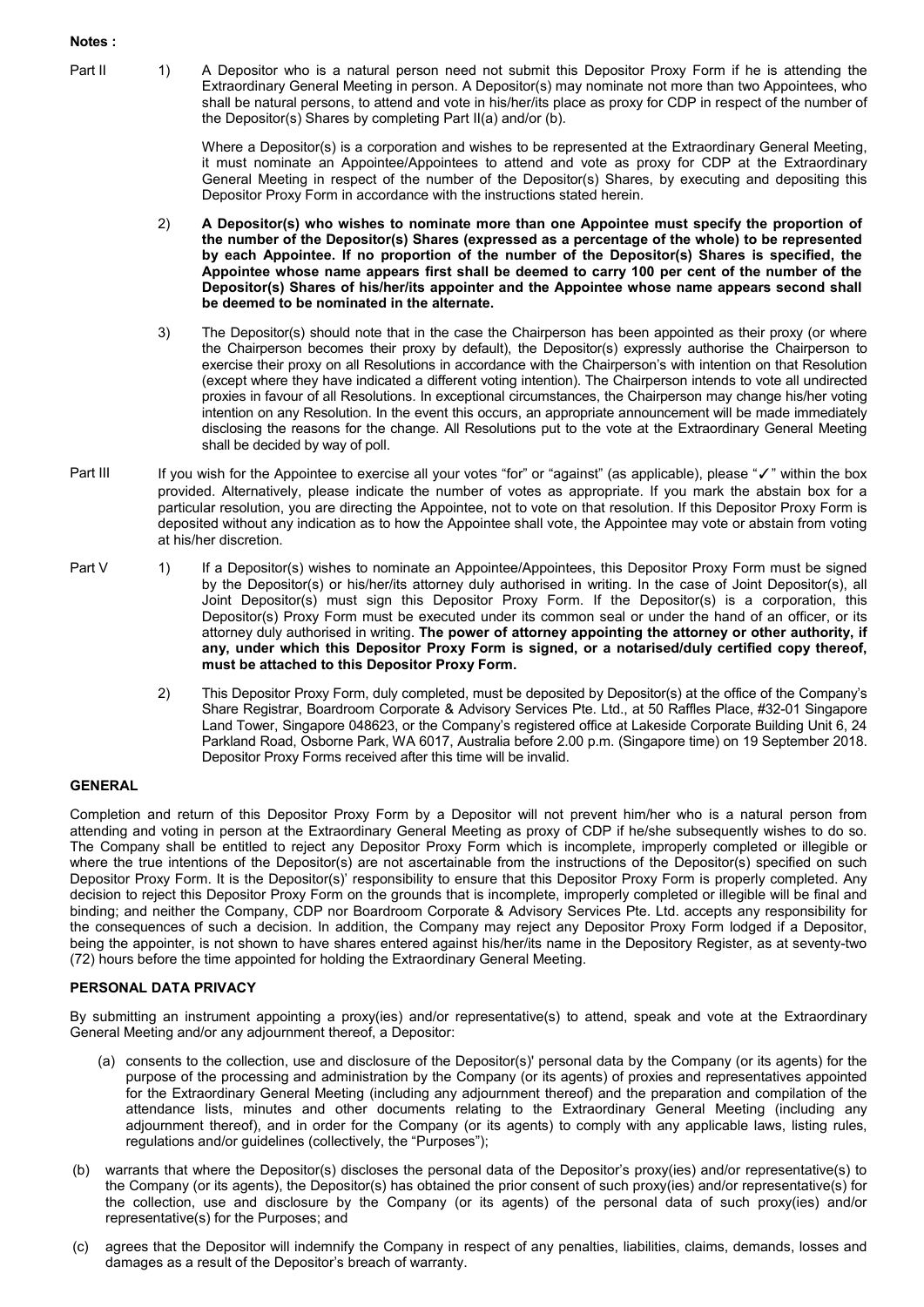**Notes :**

Part II

1) A Depositor who is a natural person need not submit this Depositor Proxy Form if he is attending the Extraordinary General Meeting in person. A Depositor(s) may nominate not more than two Appointees, who shall be natural persons, to attend and vote in his/her/its place as proxy for CDP in respect of the number of the Depositor(s) Shares by completing Part II(a) and/or (b).

   Where a Depositor(s) is a corporation and wishes to be represented at the Extraordinary General Meeting, it must nominate an Appointee/Appointees to attend and vote as proxy for CDP at the Extraordinary General Meeting in respect of the number of the Depositor(s) Shares, by executing and depositing this Depositor Proxy Form in accordance with the instructions stated herein.

2) **A Depositor(s) who wishes to nominate more than one Appointee must specify the proportion of the number of the Depositor(s) Shares (expressed as a percentage of the whole) to be represented by each Appointee. If no proportion of the number of the Depositor(s) Shares is specified, the Appointee whose name appears first shall be deemed to carry 100 per cent of the number of the Depositor(s) Shares of his/her/its appointer and the Appointee whose name appears second shall be deemed to be nominated in the alternate.**

3) The Depositor(s) should note that in the case the Chairperson has been appointed as their proxy (or where the Chairperson becomes their proxy by default), the Depositor(s) expressly authorise the Chairperson to exercise their proxy on all Resolutions in accordance with the Chairperson's with intention on that Resolution (except where they have indicated a different voting intention). The Chairperson intends to vote all undirected proxies in favour of all Resolutions. In exceptional circumstances, the Chairperson may change his/her voting intention on any Resolution. In the event this occurs, an appropriate announcement will be made immediately disclosing the reasons for the change. All Resolutions put to the vote at the Extraordinary General Meeting shall be decided by way of poll.

Part III

If you wish for the Appointee to exercise all your votes "for" or "against" (as applicable), please "✓" within the box provided. Alternatively, please indicate the number of votes as appropriate. If you mark the abstain box for a particular resolution, you are directing the Appointee, not to vote on that resolution. If this Depositor Proxy Form is deposited without any indication as to how the Appointee shall vote, the Appointee may vote or abstain from voting at his/her discretion.

Part V

1) If a Depositor(s) wishes to nominate an Appointee/Appointees, this Depositor Proxy Form must be signed by the Depositor(s) or his/her/its attorney duly authorised in writing. In the case of Joint Depositor(s), all Joint Depositor(s) must sign this Depositor Proxy Form. If the Depositor(s) is a corporation, this Depositor(s) Proxy Form must be executed under its common seal or under the hand of an officer, or its attorney duly authorised in writing. **The power of attorney appointing the attorney or other authority, if any, under which this Depositor Proxy Form is signed, or a notarised/duly certified copy thereof, must be attached to this Depositor Proxy Form.**

2) This Depositor Proxy Form, duly completed, must be deposited by Depositor(s) at the office of the Company's Share Registrar, Boardroom Corporate & Advisory Services Pte. Ltd., at 50 Raffles Place, #32-01 Singapore Land Tower, Singapore 048623, or the Company's registered office at Lakeside Corporate Building Unit 6, 24 Parkland Road, Osborne Park, WA 6017, Australia before 2.00 p.m. (Singapore time) on 19 September 2018. Depositor Proxy Forms received after this time will be invalid.

**GENERAL**

Completion and return of this Depositor Proxy Form by a Depositor will not prevent him/her who is a natural person from attending and voting in person at the Extraordinary General Meeting as proxy of CDP if he/she subsequently wishes to do so. The Company shall be entitled to reject any Depositor Proxy Form which is incomplete, improperly completed or illegible or where the true intentions of the Depositor(s) are not ascertainable from the instructions of the Depositor(s) specified on such Depositor Proxy Form. It is the Depositor(s)' responsibility to ensure that this Depositor Proxy Form is properly completed. Any decision to reject this Depositor Proxy Form on the grounds that is incomplete, improperly completed or illegible will be final and binding; and neither the Company, CDP nor Boardroom Corporate & Advisory Services Pte. Ltd. accepts any responsibility for the consequences of such a decision. In addition, the Company may reject any Depositor Proxy Form lodged if a Depositor, being the appointer, is not shown to have shares entered against his/her/its name in the Depository Register, as at seventy-two (72) hours before the time appointed for holding the Extraordinary General Meeting.

**PERSONAL DATA PRIVACY**

By submitting an instrument appointing a proxy(ies) and/or representative(s) to attend, speak and vote at the Extraordinary General Meeting and/or any adjournment thereof, a Depositor:

(a) consents to the collection, use and disclosure of the Depositor(s)' personal data by the Company (or its agents) for the purpose of the processing and administration by the Company (or its agents) of proxies and representatives appointed for the Extraordinary General Meeting (including any adjournment thereof) and the preparation and compilation of the attendance lists, minutes and other documents relating to the Extraordinary General Meeting (including any adjournment thereof), and in order for the Company (or its agents) to comply with any applicable laws, listing rules, regulations and/or guidelines (collectively, the "Purposes");

(b) warrants that where the Depositor(s) discloses the personal data of the Depositor's proxy(ies) and/or representative(s) to the Company (or its agents), the Depositor(s) has obtained the prior consent of such proxy(ies) and/or representative(s) for the collection, use and disclosure by the Company (or its agents) of the personal data of such proxy(ies) and/or representative(s) for the Purposes; and

(c) agrees that the Depositor will indemnify the Company in respect of any penalties, liabilities, claims, demands, losses and damages as a result of the Depositor's breach of warranty.